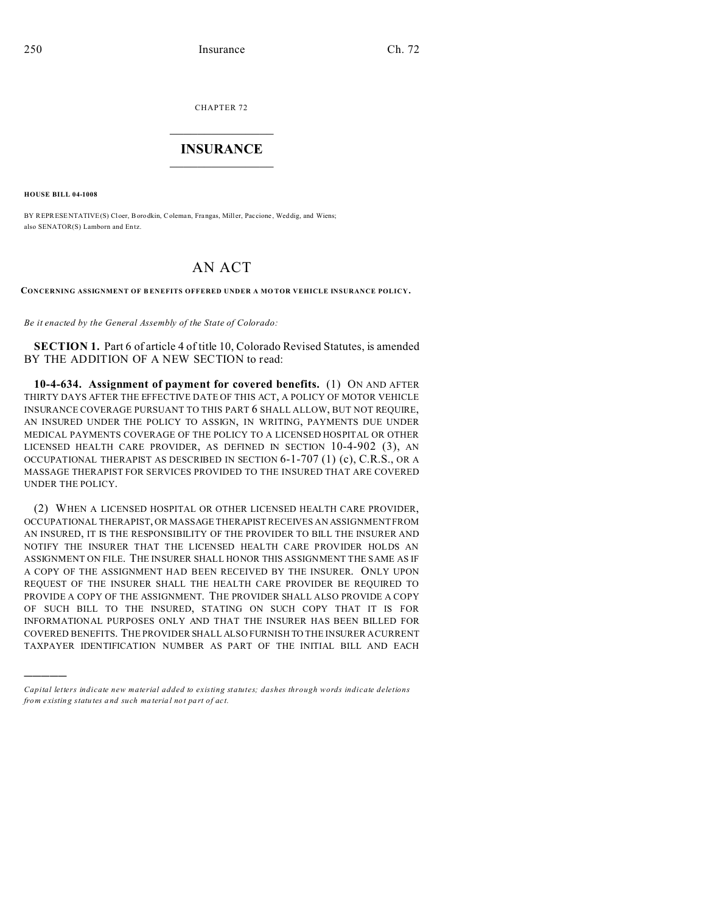CHAPTER 72

# INSURANCE

**HOUSE BILL 04-1008**

BY REPRESENTATIVE(S) Cloer, Borodkin, Coleman, Frangas, Miller, Paccione, Weddig, and Wiens; also SENATOR(S) Lamborn and Entz.

# AN ACT

**CONCERNING ASSIGNMENT OF BENEFITS OFFERED UNDER A MOTOR VEHICLE INSURANCE POLICY.**

*Be it enacted by the General Assembly of the State of Colorado:*

**SECTION 1.** Part 6 of article 4 of title 10, Colorado Revised Statutes, is amended BY THE ADDITION OF A NEW SECTION to read:

**10-4-634. Assignment of payment for covered benefits.** (1) ON AND AFTER THIRTY DAYS AFTER THE EFFECTIVE DATE OF THIS ACT, A POLICY OF MOTOR VEHICLE INSURANCE COVERAGE PURSUANT TO THIS PART 6 SHALL ALLOW, BUT NOT REQUIRE, AN INSURED UNDER THE POLICY TO ASSIGN, IN WRITING, PAYMENTS DUE UNDER MEDICAL PAYMENTS COVERAGE OF THE POLICY TO A LICENSED HOSPITAL OR OTHER LICENSED HEALTH CARE PROVIDER, AS DEFINED IN SECTION 10-4-902 (3), AN OCCUPATIONAL THERAPIST AS DESCRIBED IN SECTION 6-1-707 (1) (c), C.R.S., OR A MASSAGE THERAPIST FOR SERVICES PROVIDED TO THE INSURED THAT ARE COVERED UNDER THE POLICY.

(2) WHEN A LICENSED HOSPITAL OR OTHER LICENSED HEALTH CARE PROVIDER, OCCUPATIONAL THERAPIST, OR MASSAGE THERAPIST RECEIVES AN ASSIGNMENT FROM AN INSURED, IT IS THE RESPONSIBILITY OF THE PROVIDER TO BILL THE INSURER AND NOTIFY THE INSURER THAT THE LICENSED HEALTH CARE PROVIDER HOLDS AN ASSIGNMENT ON FILE. THE INSURER SHALL HONOR THIS ASSIGNMENT THE SAME AS IF A COPY OF THE ASSIGNMENT HAD BEEN RECEIVED BY THE INSURER. ONLY UPON REQUEST OF THE INSURER SHALL THE HEALTH CARE PROVIDER BE REQUIRED TO PROVIDE A COPY OF THE ASSIGNMENT. THE PROVIDER SHALL ALSO PROVIDE A COPY OF SUCH BILL TO THE INSURED, STATING ON SUCH COPY THAT IT IS FOR INFORMATIONAL PURPOSES ONLY AND THAT THE INSURER HAS BEEN BILLED FOR COVERED BENEFITS. THE PROVIDER SHALL ALSO FURNISH TO THE INSURER A CURRENT TAXPAYER IDENTIFICATION NUMBER AS PART OF THE INITIAL BILL AND EACH

---

*Capital letters indicate new material added to existing statutes; dashes through words indicate deletions from existing statutes and such material not part of act.*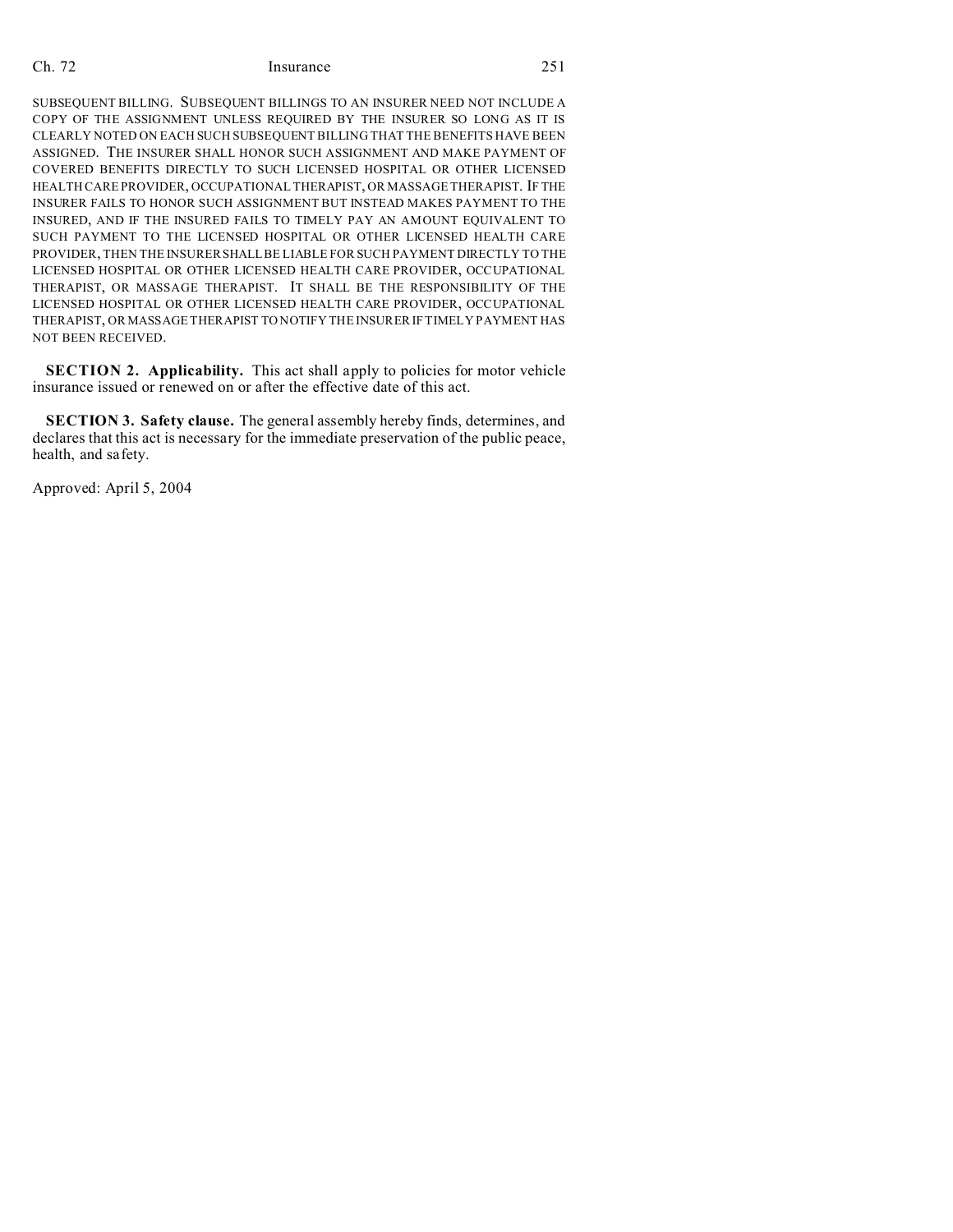SUBSEQUENT BILLING. SUBSEQUENT BILLINGS TO AN INSURER NEED NOT INCLUDE A COPY OF THE ASSIGNMENT UNLESS REQUIRED BY THE INSURER SO LONG AS IT IS CLEARLY NOTED ON EACH SUCH SUBSEQUENT BILLING THAT THE BENEFITS HAVE BEEN ASSIGNED. THE INSURER SHALL HONOR SUCH ASSIGNMENT AND MAKE PAYMENT OF COVERED BENEFITS DIRECTLY TO SUCH LICENSED HOSPITAL OR OTHER LICENSED HEALTH CARE PROVIDER, OCCUPATIONAL THERAPIST, OR MASSAGE THERAPIST. IF THE INSURER FAILS TO HONOR SUCH ASSIGNMENT BUT INSTEAD MAKES PAYMENT TO THE INSURED, AND IF THE INSURED FAILS TO TIMELY PAY AN AMOUNT EQUIVALENT TO SUCH PAYMENT TO THE LICENSED HOSPITAL OR OTHER LICENSED HEALTH CARE PROVIDER, THEN THE INSURER SHALL BE LIABLE FOR SUCH PAYMENT DIRECTLY TO THE LICENSED HOSPITAL OR OTHER LICENSED HEALTH CARE PROVIDER, OCCUPATIONAL THERAPIST, OR MASSAGE THERAPIST. IT SHALL BE THE RESPONSIBILITY OF THE LICENSED HOSPITAL OR OTHER LICENSED HEALTH CARE PROVIDER, OCCUPATIONAL THERAPIST, OR MASSAGE THERAPIST TO NOTIFY THE INSURER IF TIMELY PAYMENT HAS NOT BEEN RECEIVED.

**SECTION 2. Applicability.** This act shall apply to policies for motor vehicle insurance issued or renewed on or after the effective date of this act.

**SECTION 3. Safety clause.** The general assembly hereby finds, determines, and declares that this act is necessary for the immediate preservation of the public peace, health, and safety.

Approved: April 5, 2004